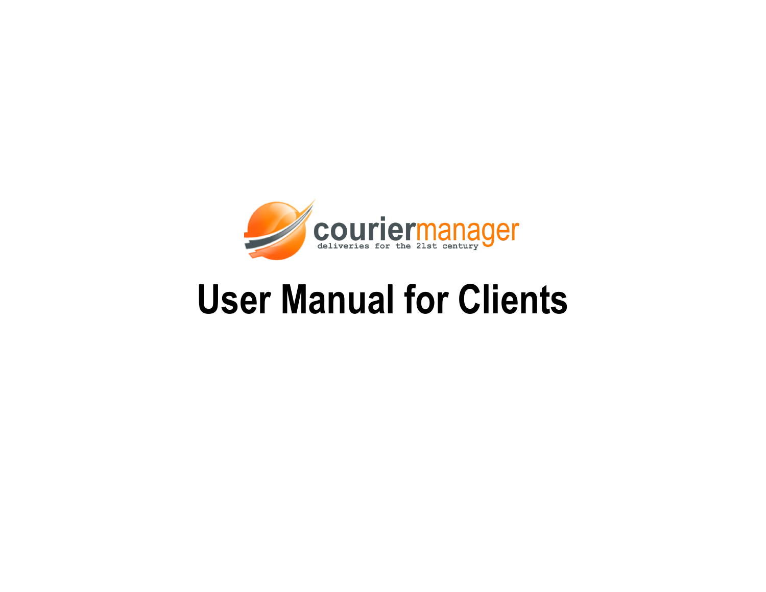couriermanager

deliveries for the 21st century

# User Manual for Clients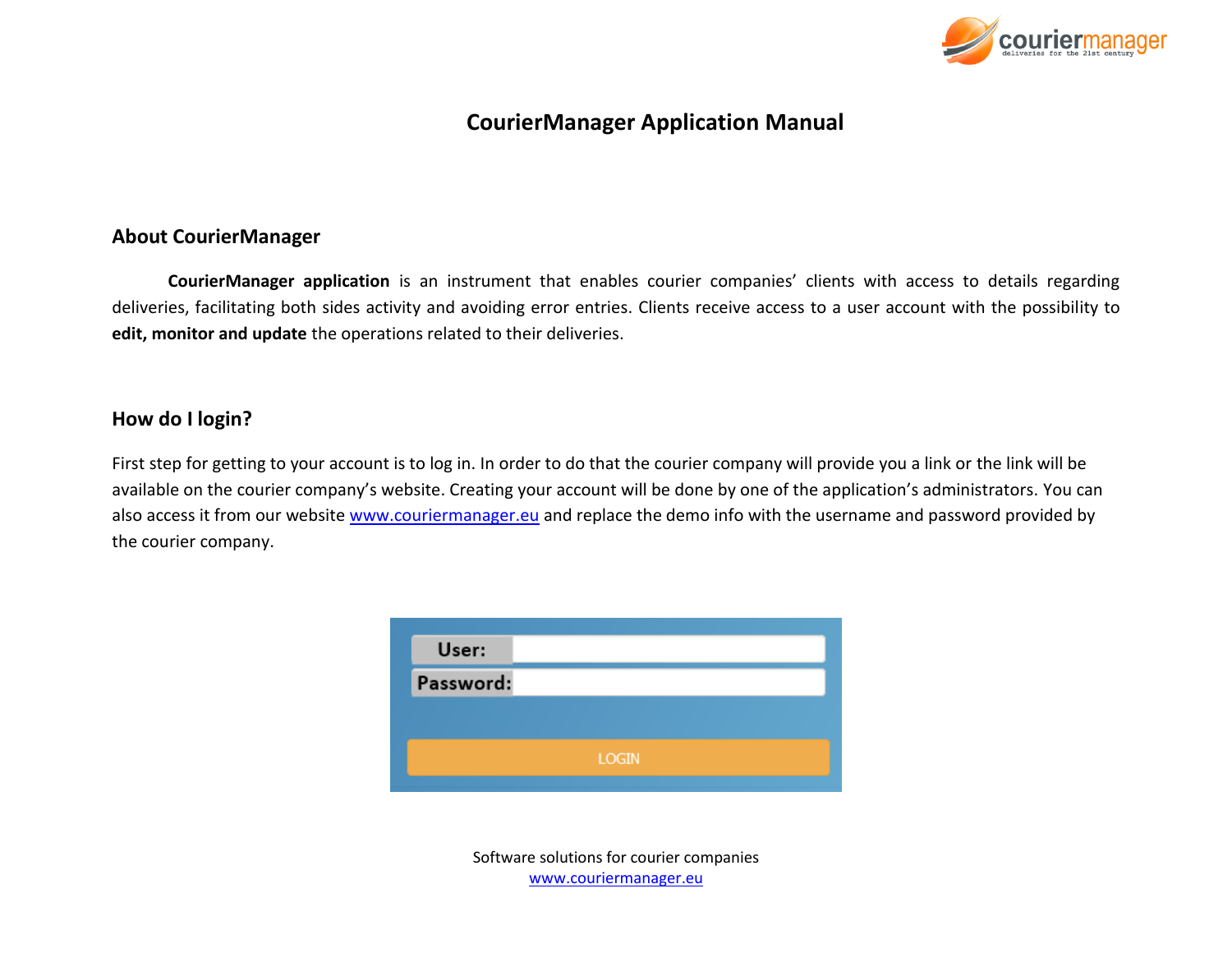# CourierManager Application Manual

## About CourierManager

**CourierManager application** is an instrument that enables courier companies' clients with access to details regarding deliveries, facilitating both sides activity and avoiding error entries. Clients receive access to a user account with the possibility to **edit, monitor and update** the operations related to their deliveries.

## How do I login?

First step for getting to your account is to log in. In order to do that the courier company will provide you a link or the link will be available on the courier company's website. Creating your account will be done by one of the application's administrators. You can also access it from our website www.couriermanager.eu and replace the demo info with the username and password provided by the courier company.

User:
Password:
LOGIN

Software solutions for courier companies
www.couriermanager.eu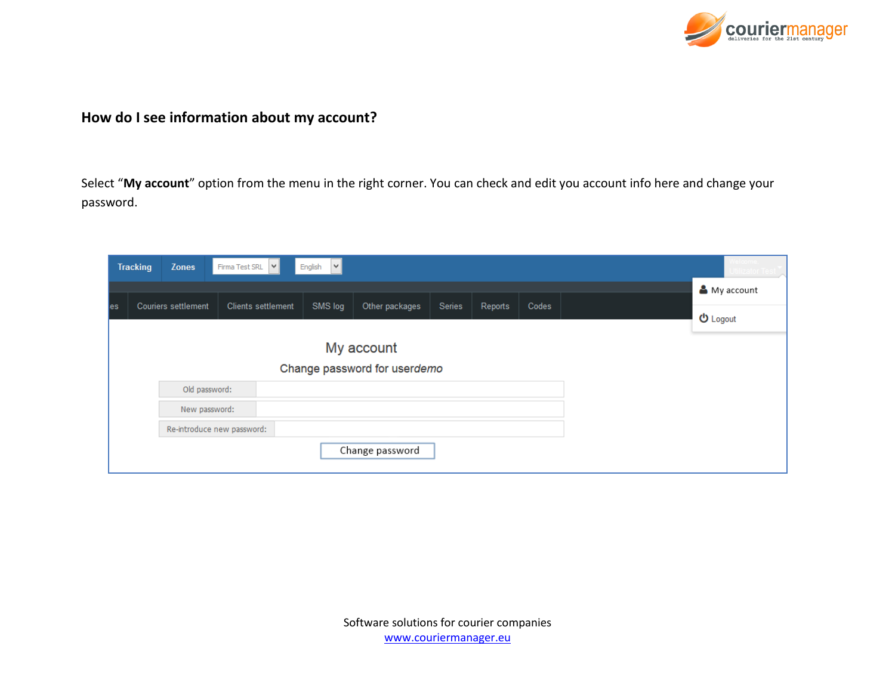## How do I see information about my account?

Select "**My account**" option from the menu in the right corner. You can check and edit you account info here and change your password.

Software solutions for courier companies
www.couriermanager.eu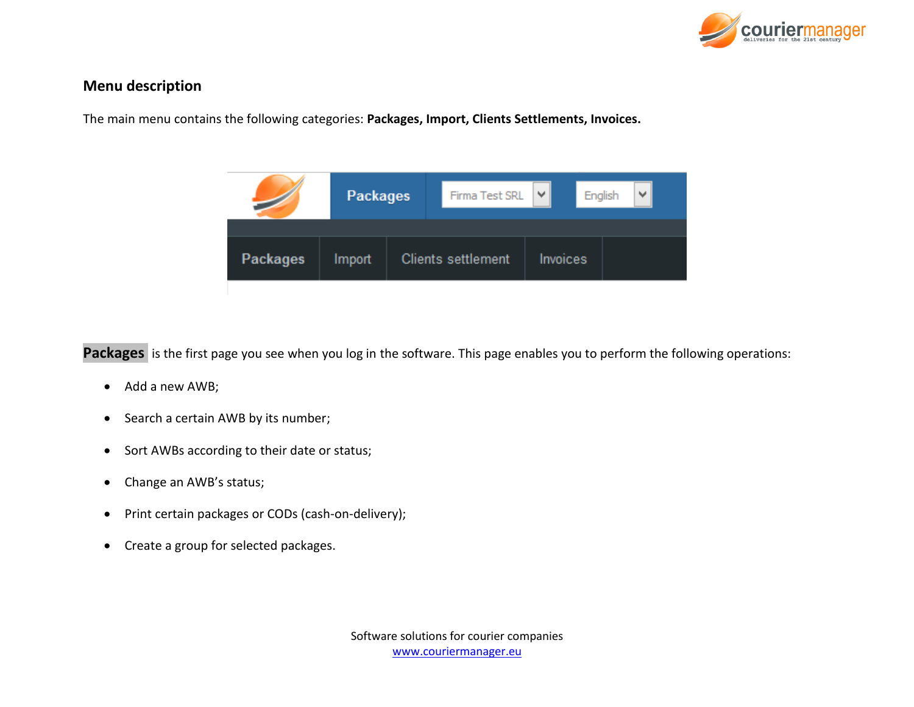## Menu description

The main menu contains the following categories: **Packages, Import, Clients Settlements, Invoices.**

**Packages** is the first page you see when you log in the software. This page enables you to perform the following operations:

- Add a new AWB;
- Search a certain AWB by its number;
- Sort AWBs according to their date or status;
- Change an AWB's status;
- Print certain packages or CODs (cash-on-delivery);
- Create a group for selected packages.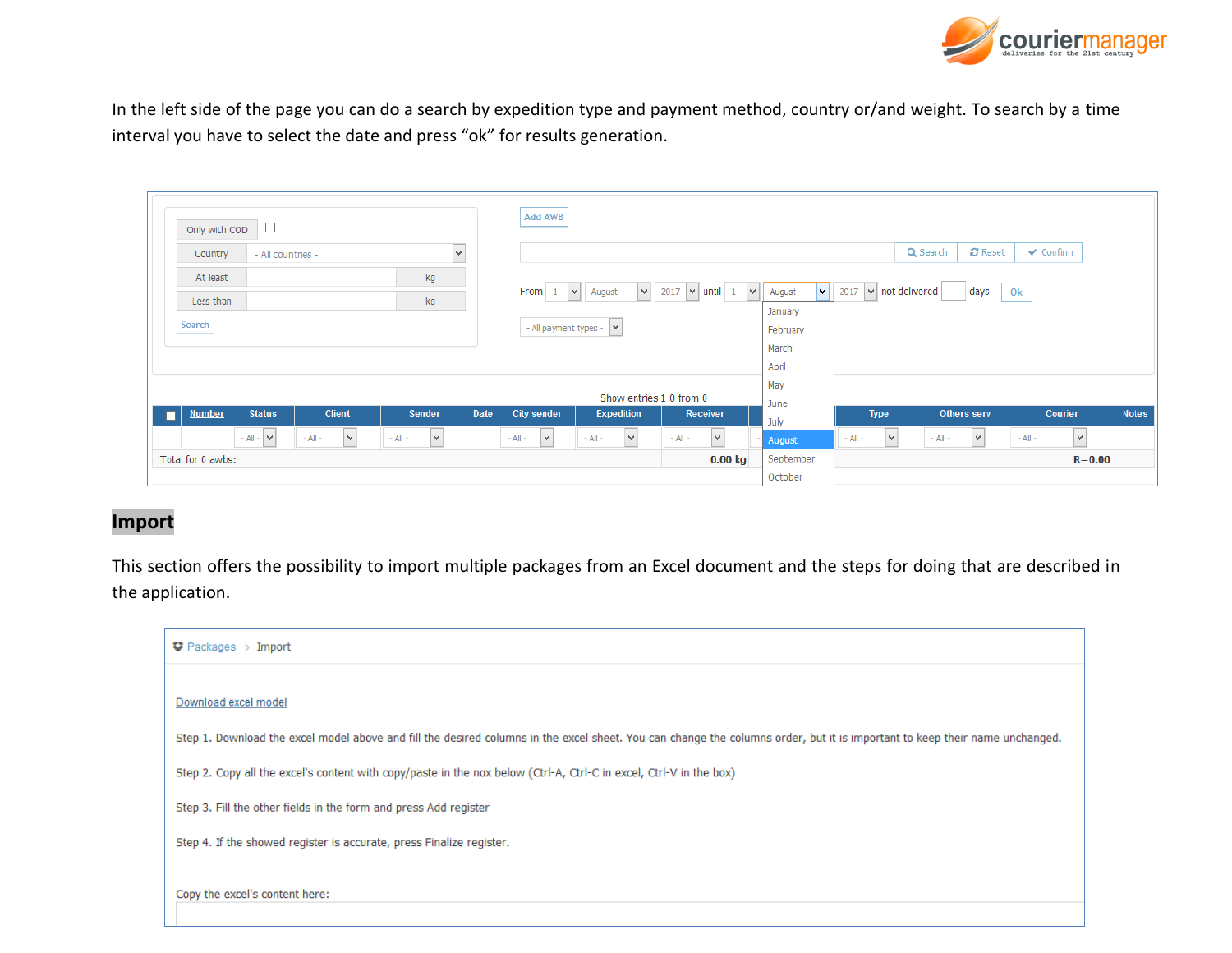In the left side of the page you can do a search by expedition type and payment method, country or/and weight. To search by a time interval you have to select the date and press “ok” for results generation.

Only with COD

Country - All countries -

At least kg

Less than kg

Search

Add AWB

Search Reset Confirm

From 1 August 2017 until 1 August 2017 not delivered days Ok

- All payment types -

January
February
March
April
May
June
July
August
September
October

Show entries 1-0 from 0

| | Number | Status | Client | Sender | Date | City sender | Expedition | Receiver | | Type | Others serv | Courier | Notes |
|---|---|---|---|---|---|---|---|---|---|---|---|---|---|
| | | - All - | - All - | - All - | | - All - | - All - | - All - | | - All - | - All - | - All - | |
| Total for 0 awbs: | | | | | | | | 0.00 kg | | | | R=0.00 | |

## Import

This section offers the possibility to import multiple packages from an Excel document and the steps for doing that are described in the application.

Packages > Import

Download excel model

Step 1. Download the excel model above and fill the desired columns in the excel sheet. You can change the columns order, but it is important to keep their name unchanged.

Step 2. Copy all the excel's content with copy/paste in the nox below (Ctrl-A, Ctrl-C in excel, Ctrl-V in the box)

Step 3. Fill the other fields in the form and press Add register

Step 4. If the showed register is accurate, press Finalize register.

Copy the excel's content here: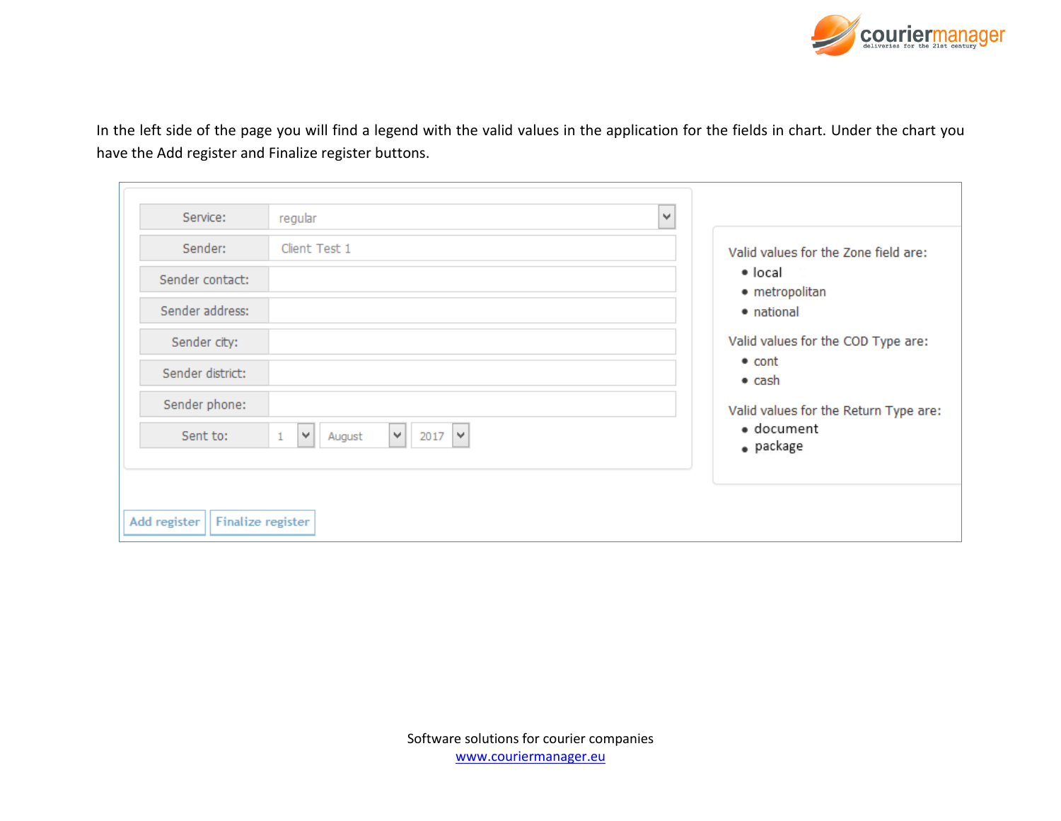In the left side of the page you will find a legend with the valid values in the application for the fields in chart. Under the chart you have the Add register and Finalize register buttons.

| | |
|---|---|
| Service: | regular |
| Sender: | Client Test 1 |
| Sender contact: | |
| Sender address: | |
| Sender city: | |
| Sender district: | |
| Sender phone: | |
| Sent to: | 1 August 2017 |

Valid values for the Zone field are:

- local
- metropolitan
- national

Valid values for the COD Type are:

- cont
- cash

Valid values for the Return Type are:

- document
- package

Add register | Finalize register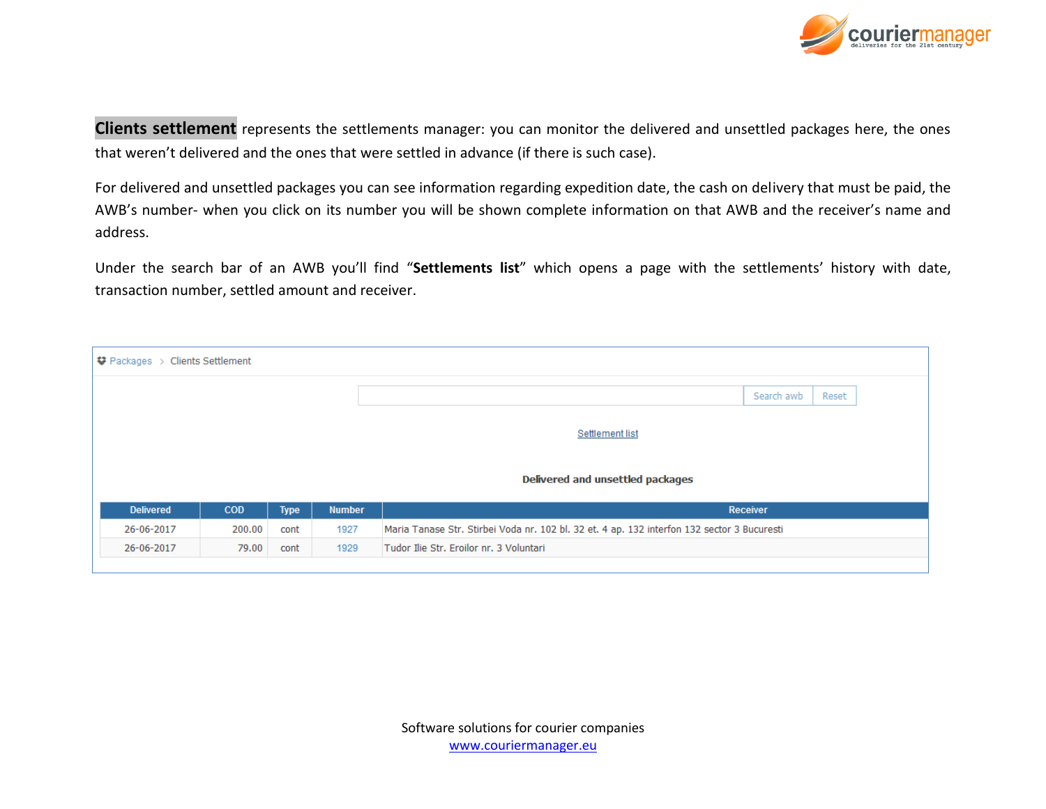**Clients settlement** represents the settlements manager: you can monitor the delivered and unsettled packages here, the ones that weren't delivered and the ones that were settled in advance (if there is such case).

For delivered and unsettled packages you can see information regarding expedition date, the cash on delivery that must be paid, the AWB's number- when you click on its number you will be shown complete information on that AWB and the receiver's name and address.

Under the search bar of an AWB you'll find "**Settlements list**" which opens a page with the settlements' history with date, transaction number, settled amount and receiver.

Packages > Clients Settlement

Search awb | Reset

Settlement list

**Delivered and unsettled packages**

| Delivered | COD | Type | Number | Receiver |
|---|---|---|---|---|
| 26-06-2017 | 200.00 | cont | 1927 | Maria Tanase Str. Stirbei Voda nr. 102 bl. 32 et. 4 ap. 132 interfon 132 sector 3 Bucuresti |
| 26-06-2017 | 79.00 | cont | 1929 | Tudor Ilie Str. Eroilor nr. 3 Voluntari |

Software solutions for courier companies
www.couriermanager.eu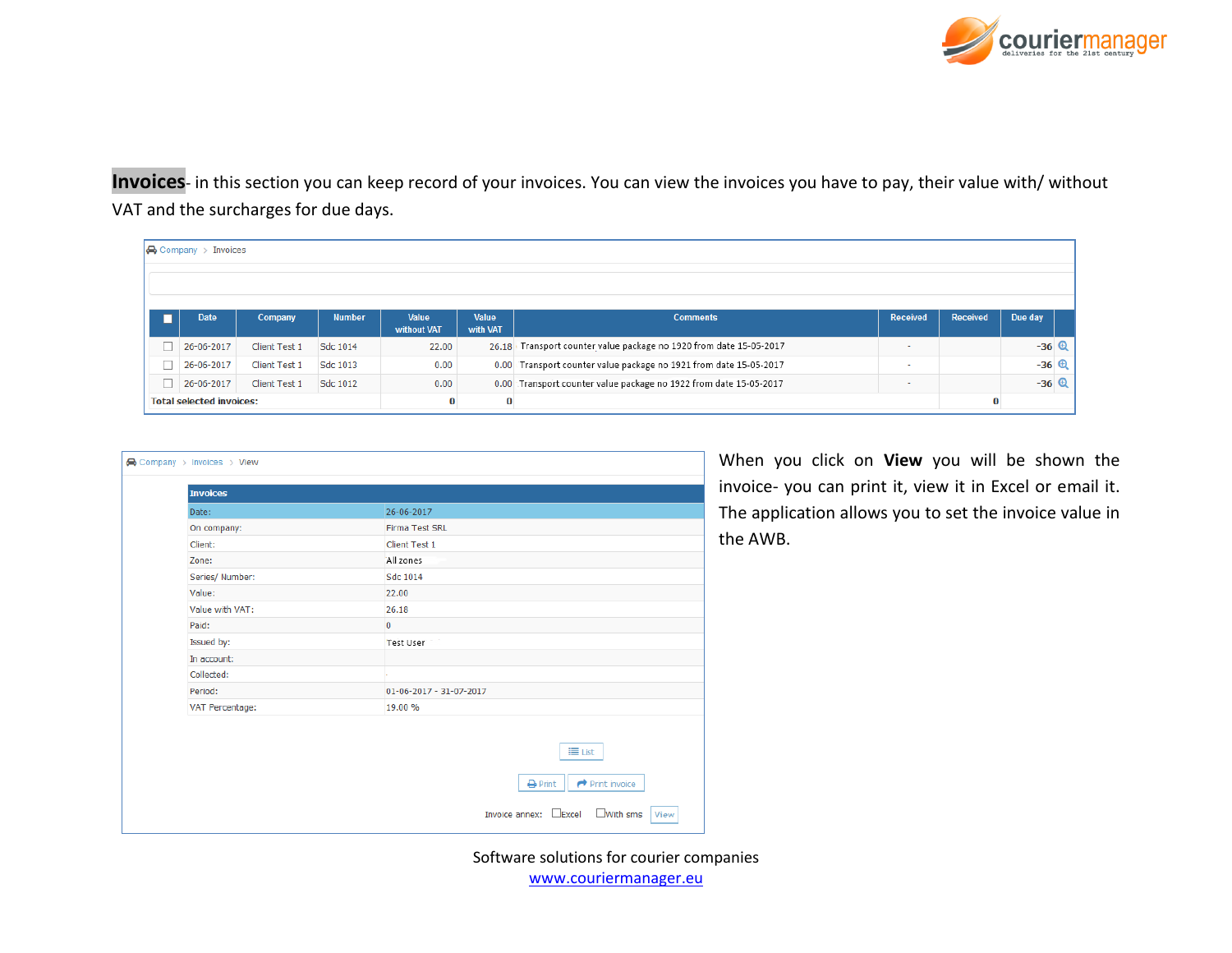**Invoices**- in this section you can keep record of your invoices. You can view the invoices you have to pay, their value with/ without VAT and the surcharges for due days.

Company > Invoices

| | Date | Company | Number | Value without VAT | Value with VAT | Comments | Received | Received | Due day | |
|---|---|---|---|---|---|---|---|---|---|---|
| ☐ | 26-06-2017 | Client Test 1 | Sdc 1014 | 22.00 | 26.18 | Transport counter value package no 1920 from date 15-05-2017 | - | | -36 | |
| ☐ | 26-06-2017 | Client Test 1 | Sdc 1013 | 0.00 | 0.00 | Transport counter value package no 1921 from date 15-05-2017 | - | | -36 | |
| ☐ | 26-06-2017 | Client Test 1 | Sdc 1012 | 0.00 | 0.00 | Transport counter value package no 1922 from date 15-05-2017 | - | | -36 | |
| Total selected invoices: | | | | 0 | 0 | | | 0 | | |

Company > Invoices > View

| Invoices | |
|---|---|
| Date: | 26-06-2017 |
| On company: | Firma Test SRL |
| Client: | Client Test 1 |
| Zone: | All zones |
| Series/ Number: | Sdc 1014 |
| Value: | 22.00 |
| Value with VAT: | 26.18 |
| Paid: | 0 |
| Issued by: | Test User |
| In account: | |
| Collected: | - |
| Period: | 01-06-2017 - 31-07-2017 |
| VAT Percentage: | 19.00 % |

List

Print | Print invoice

Invoice annex: ☐Excel ☐With sms View

When you click on **View** you will be shown the invoice- you can print it, view it in Excel or email it. The application allows you to set the invoice value in the AWB.

Software solutions for courier companies
www.couriermanager.eu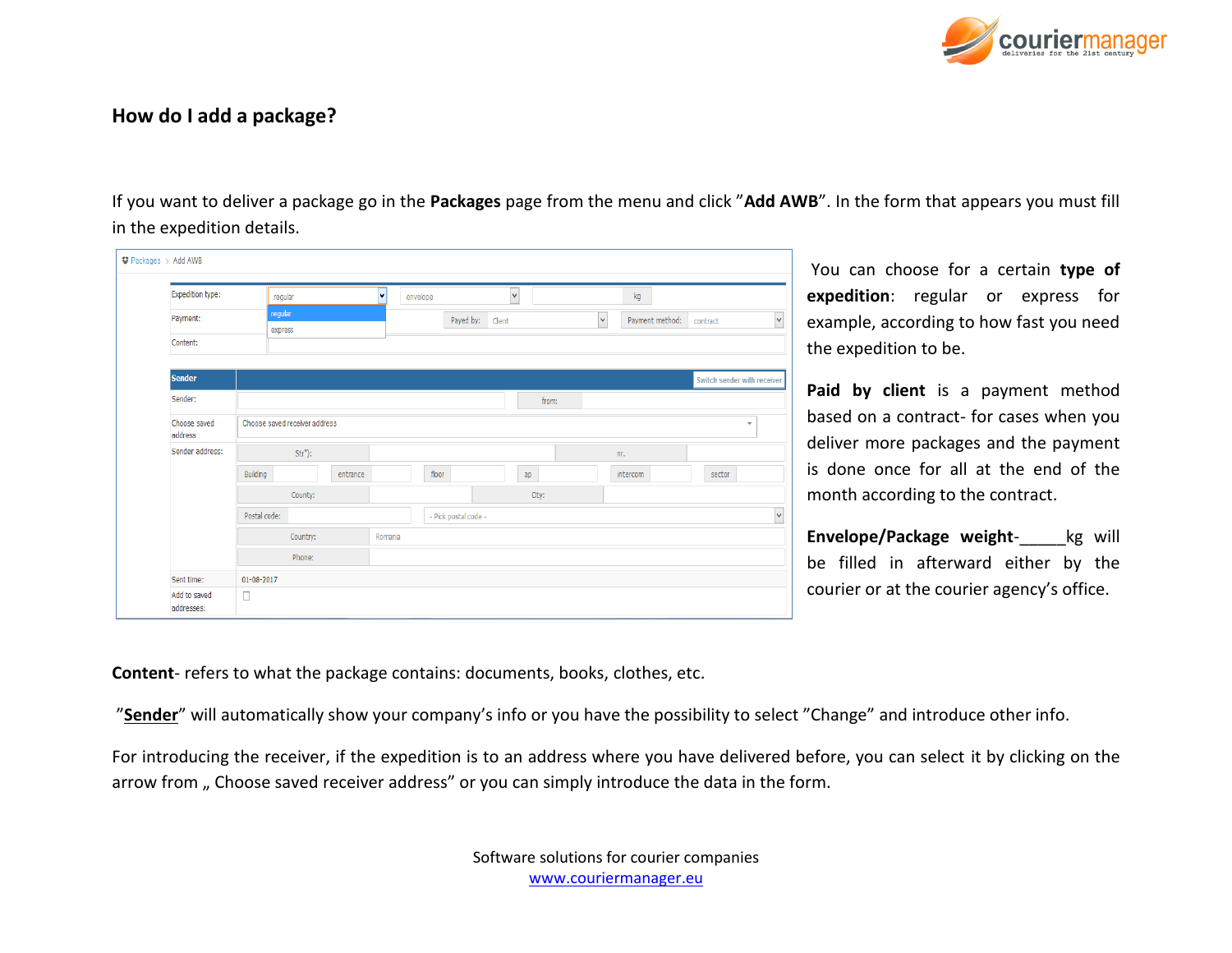## How do I add a package?

If you want to deliver a package go in the **Packages** page from the menu and click ”**Add AWB**”. In the form that appears you must fill in the expedition details.

You can choose for a certain **type of expedition**: regular or express for example, according to how fast you need the expedition to be.

**Paid by client** is a payment method based on a contract- for cases when you deliver more packages and the payment is done once for all at the end of the month according to the contract.

**Envelope/Package weight**-_____kg will be filled in afterward either by the courier or at the courier agency’s office.

**Content**- refers to what the package contains: documents, books, clothes, etc.

”**Sender**” will automatically show your company’s info or you have the possibility to select ”Change” and introduce other info.

For introducing the receiver, if the expedition is to an address where you have delivered before, you can select it by clicking on the arrow from „ Choose saved receiver address” or you can simply introduce the data in the form.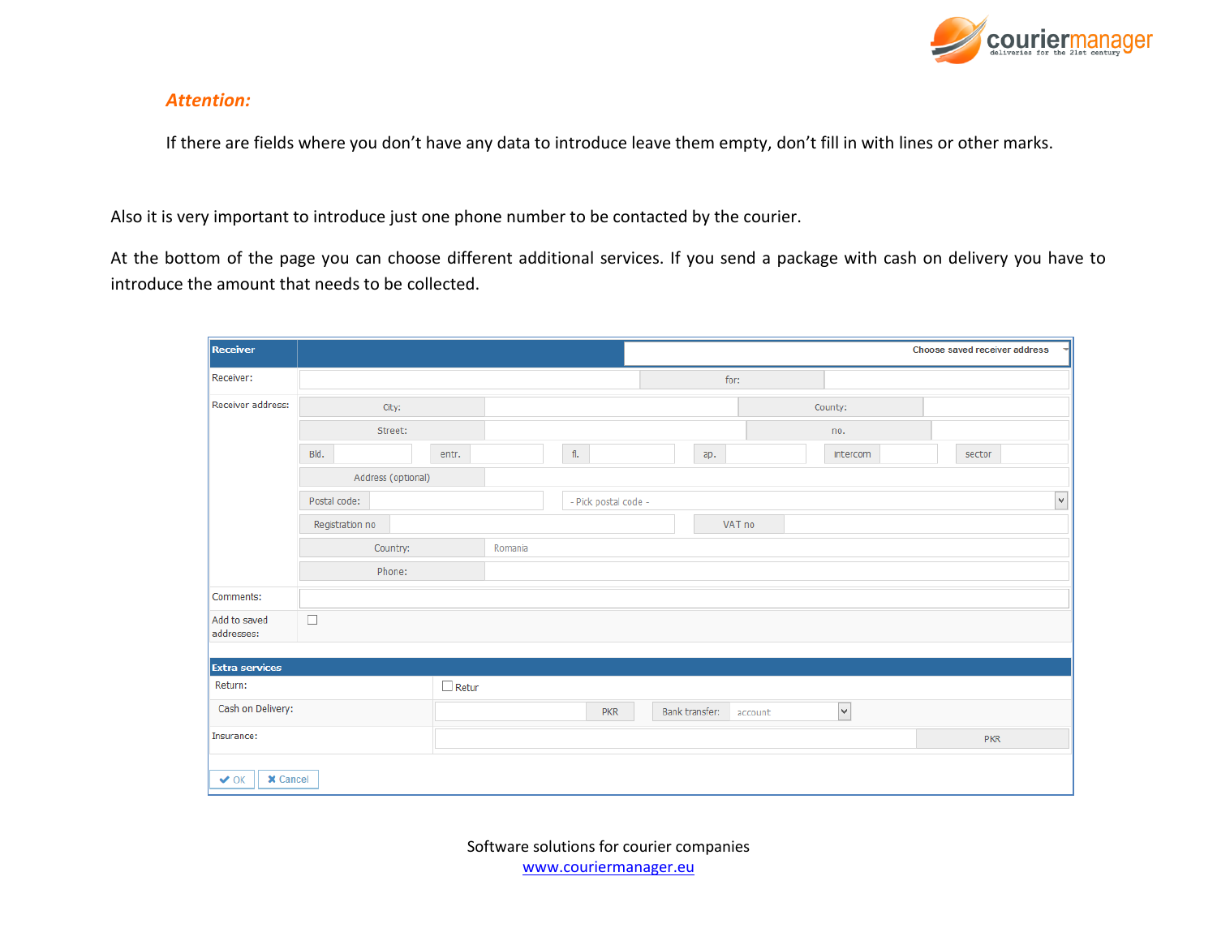***Attention:***

If there are fields where you don't have any data to introduce leave them empty, don't fill in with lines or other marks.

Also it is very important to introduce just one phone number to be contacted by the courier.

At the bottom of the page you can choose different additional services. If you send a package with cash on delivery you have to introduce the amount that needs to be collected.

| **Receiver** | Choose saved receiver address |
|---|---|
| Receiver: | for: |
| Receiver address: | City: / County: |
| | Street: / no. |
| | Bld. / entr. / fl. / ap. / intercom / sector |
| | Address (optional) |
| | Postal code: / - Pick postal code - |
| | Registration no / VAT no |
| | Country: Romania |
| | Phone: |
| Comments: | |
| Add to saved addresses: | ☐ |

| **Extra services** | |
|---|---|
| Return: | ☐ Retur |
| Cash on Delivery: | PKR / Bank transfer: account |
| Insurance: | PKR |

✔ OK ✖ Cancel

Software solutions for courier companies
[www.couriermanager.eu](http://www.couriermanager.eu)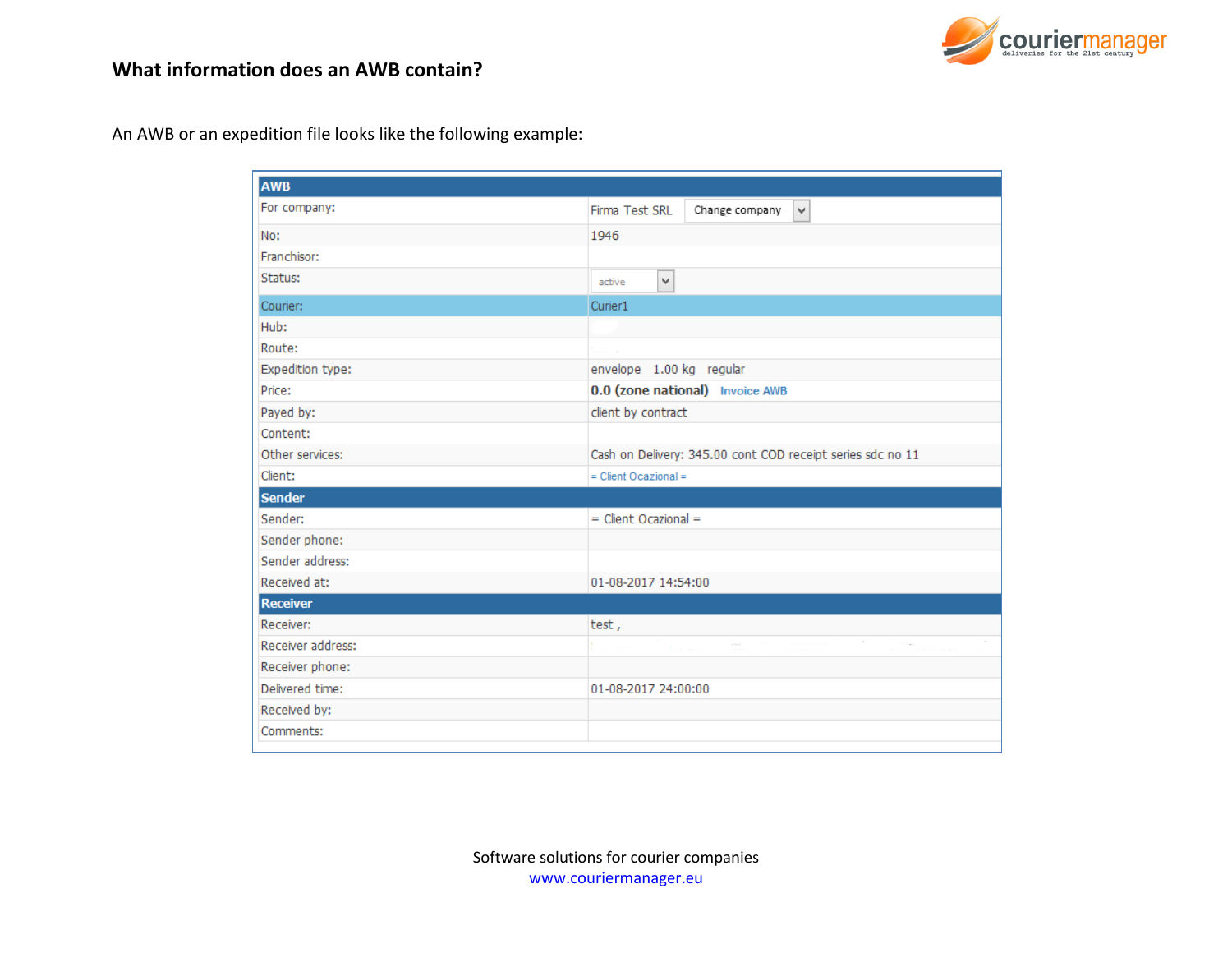### What information does an AWB contain?

An AWB or an expedition file looks like the following example:

| AWB | |
|---|---|
| For company: | Firma Test SRL  Change company |
| No: | 1946 |
| Franchisor: | |
| Status: | active |
| Courier: | Curier1 |
| Hub: | |
| Route: | |
| Expedition type: | envelope  1.00 kg  regular |
| Price: | **0.0 (zone national)**  Invoice AWB |
| Payed by: | client by contract |
| Content: | |
| Other services: | Cash on Delivery: 345.00 cont COD receipt series sdc no 11 |
| Client: | = Client Ocazional = |
| **Sender** | |
| Sender: | = Client Ocazional = |
| Sender phone: | |
| Sender address: | |
| Received at: | 01-08-2017 14:54:00 |
| **Receiver** | |
| Receiver: | test , |
| Receiver address: | |
| Receiver phone: | |
| Delivered time: | 01-08-2017 24:00:00 |
| Received by: | |
| Comments: | |

Software solutions for courier companies
www.couriermanager.eu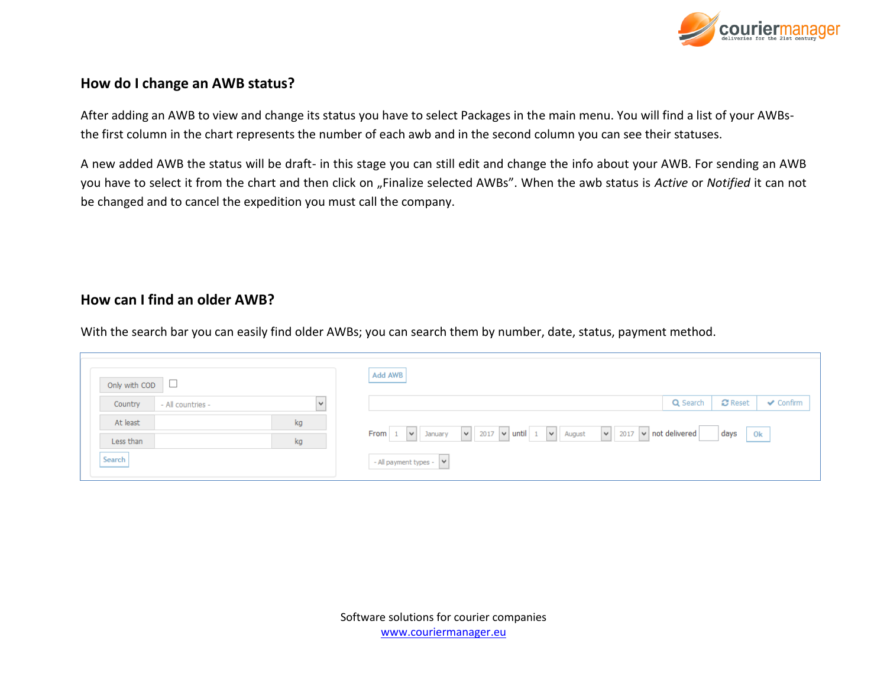## How do I change an AWB status?

After adding an AWB to view and change its status you have to select Packages in the main menu. You will find a list of your AWBs- the first column in the chart represents the number of each awb and in the second column you can see their statuses.

A new added AWB the status will be draft- in this stage you can still edit and change the info about your AWB. For sending an AWB you have to select it from the chart and then click on „Finalize selected AWBs". When the awb status is *Active* or *Notified* it can not be changed and to cancel the expedition you must call the company.

## How can I find an older AWB?

With the search bar you can easily find older AWBs; you can search them by number, date, status, payment method.

Software solutions for courier companies
www.couriermanager.eu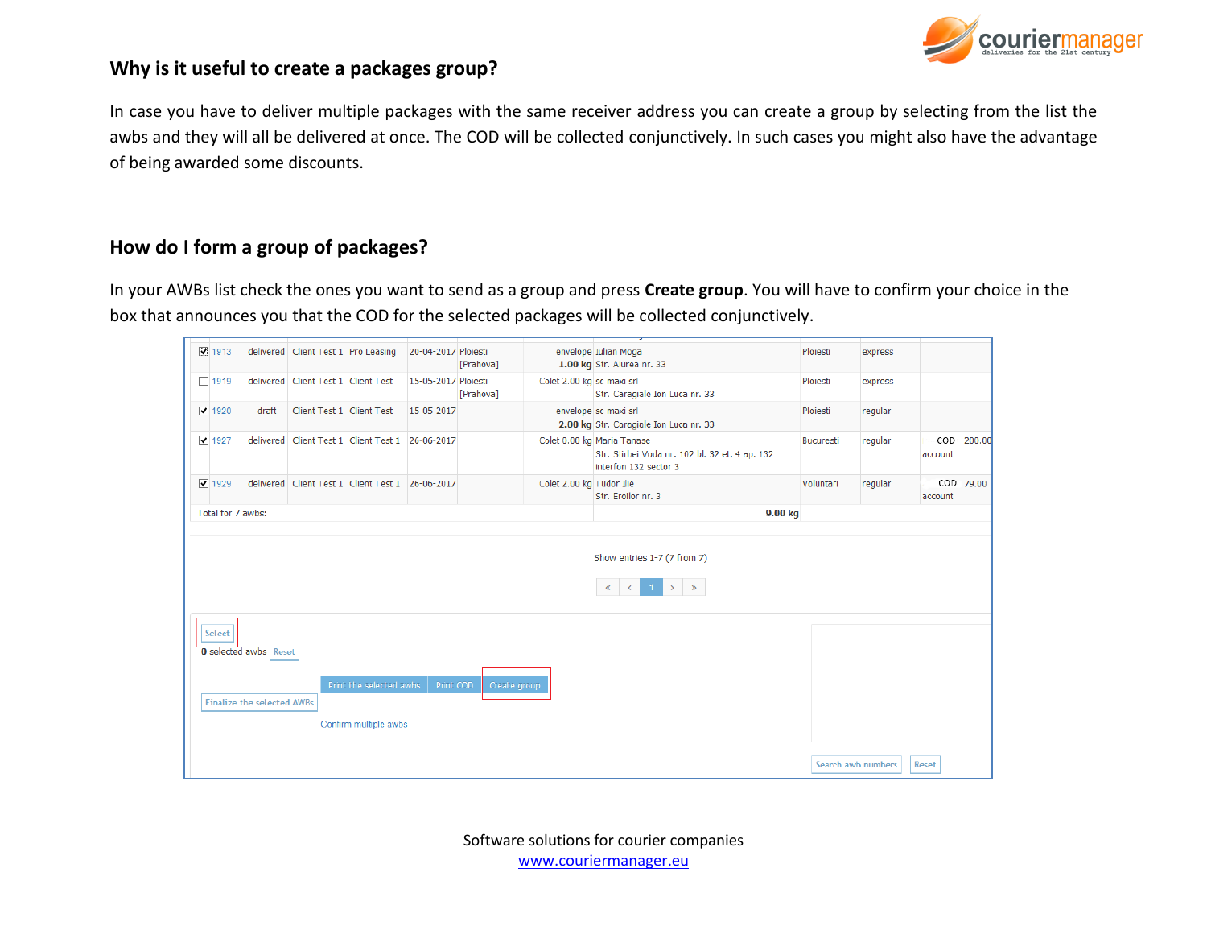## Why is it useful to create a packages group?

In case you have to deliver multiple packages with the same receiver address you can create a group by selecting from the list the awbs and they will all be delivered at once. The COD will be collected conjunctively. In such cases you might also have the advantage of being awarded some discounts.

## How do I form a group of packages?

In your AWBs list check the ones you want to send as a group and press **Create group**. You will have to confirm your choice in the box that announces you that the COD for the selected packages will be collected conjunctively.

| | | | | | | | | | | | |
|---|---|---|---|---|---|---|---|---|---|---|---|
| ☑ | 1913 | delivered | Client Test 1 | Pro Leasing | 20-04-2017 | Ploiesti [Prahova] | envelope 1.00 kg | Iulian Moga Str. Aiurea nr. 33 | Ploiesti | express | |
| ☐ | 1919 | delivered | Client Test 1 | Client Test | 15-05-2017 | Ploiesti [Prahova] | Colet 2.00 kg | sc maxi srl Str. Caragiale Ion Luca nr. 33 | Ploiesti | express | |
| ☑ | 1920 | draft | Client Test 1 | Client Test | 15-05-2017 | | envelope 2.00 kg | sc maxi srl Str. Caragiale Ion Luca nr. 33 | Ploiesti | regular | |
| ☑ | 1927 | delivered | Client Test 1 | Client Test 1 | 26-06-2017 | | Colet 0.00 kg | Maria Tanase Str. Stirbei Voda nr. 102 bl. 32 et. 4 ap. 132 interfon 132 sector 3 | Bucuresti | regular | COD 200.00 account |
| ☑ | 1929 | delivered | Client Test 1 | Client Test 1 | 26-06-2017 | | Colet 2.00 kg | Tudor Ilie Str. Eroilor nr. 3 | Voluntari | regular | COD 79.00 account |
| Total for 7 awbs: | | | | | | | 9.00 kg | | | | |

Show entries 1-7 (7 from 7)

« ‹ 1 › »

Select

0 selected awbs Reset

Print the selected awbs | Print COD | Create group

Finalize the selected AWBs

Confirm multiple awbs

Search awb numbers | Reset

Software solutions for courier companies
www.couriermanager.eu